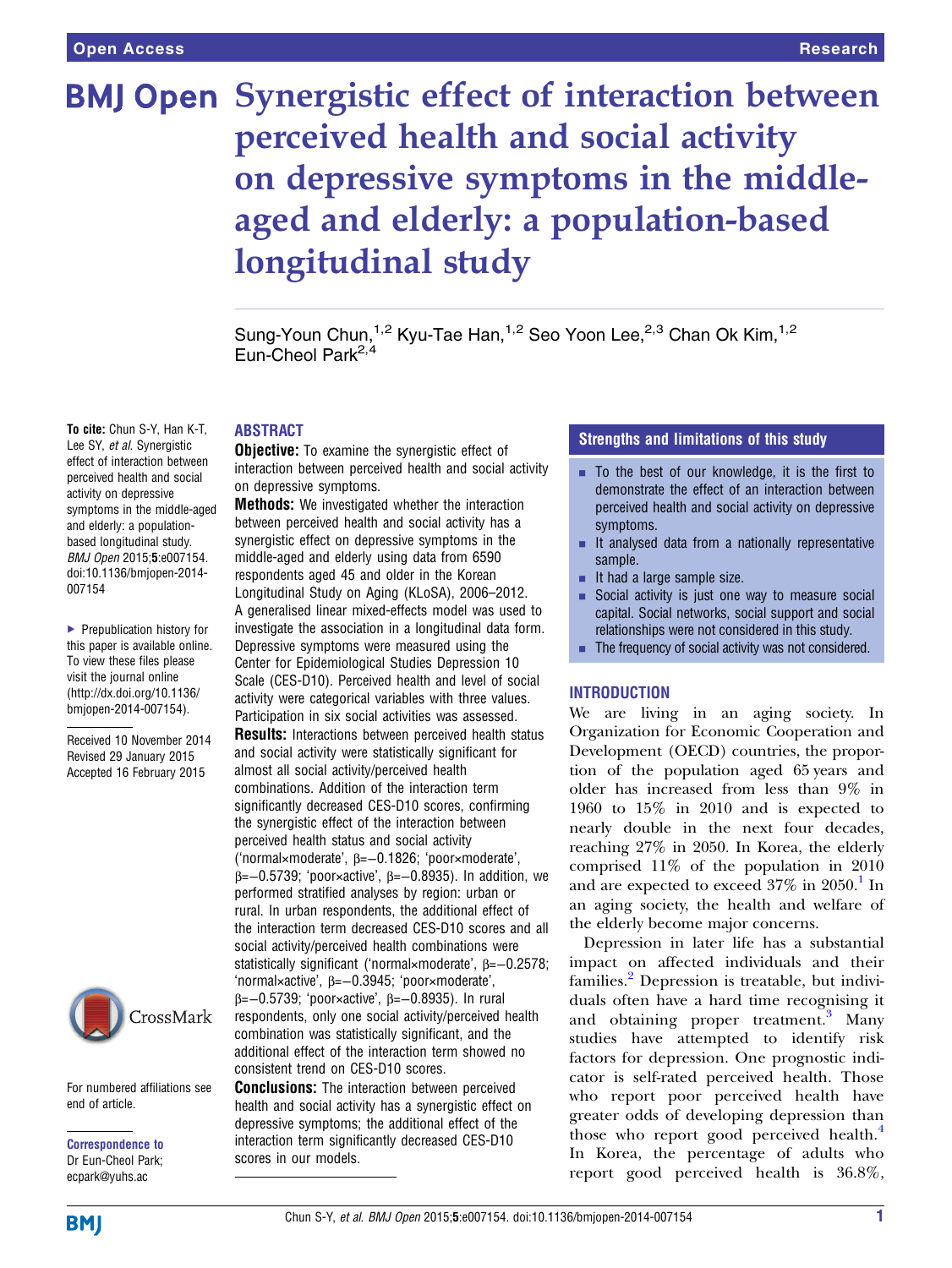# Synergistic effect of interaction between perceived health and social activity on depressive symptoms in the middle-aged and elderly: a population-based longitudinal study

Sung-Youn Chun,[1,2] Kyu-Tae Han,[1,2] Seo Yoon Lee,[2,3] Chan Ok Kim,[1,2] Eun-Cheol Park[2,4]

**To cite:** Chun S-Y, Han K-T, Lee SY, *et al*. Synergistic effect of interaction between perceived health and social activity on depressive symptoms in the middle-aged and elderly: a population-based longitudinal study. *BMJ Open* 2015;**5**:e007154. doi:10.1136/bmjopen-2014-007154

▸ Prepublication history for this paper is available online. To view these files please visit the journal online (http://dx.doi.org/10.1136/bmjopen-2014-007154).

Received 10 November 2014
Revised 29 January 2015
Accepted 16 February 2015

For numbered affiliations see end of article.

**Correspondence to**
Dr Eun-Cheol Park;
ecpark@yuhs.ac

## ABSTRACT

**Objective:** To examine the synergistic effect of interaction between perceived health and social activity on depressive symptoms.

**Methods:** We investigated whether the interaction between perceived health and social activity has a synergistic effect on depressive symptoms in the middle-aged and elderly using data from 6590 respondents aged 45 and older in the Korean Longitudinal Study on Aging (KLoSA), 2006–2012. A generalised linear mixed-effects model was used to investigate the association in a longitudinal data form. Depressive symptoms were measured using the Center for Epidemiological Studies Depression 10 Scale (CES-D10). Perceived health and level of social activity were categorical variables with three values. Participation in six social activities was assessed.

**Results:** Interactions between perceived health status and social activity were statistically significant for almost all social activity/perceived health combinations. Addition of the interaction term significantly decreased CES-D10 scores, confirming the synergistic effect of the interaction between perceived health status and social activity ('normal×moderate', β=−0.1826; 'poor×moderate', β=−0.5739; 'poor×active', β=−0.8935). In addition, we performed stratified analyses by region: urban or rural. In urban respondents, the additional effect of the interaction term decreased CES-D10 scores and all social activity/perceived health combinations were statistically significant ('normal×moderate', β=−0.2578; 'normal×active', β=−0.3945; 'poor×moderate', β=−0.5739; 'poor×active', β=−0.8935). In rural respondents, only one social activity/perceived health combination was statistically significant, and the additional effect of the interaction term showed no consistent trend on CES-D10 scores.

**Conclusions:** The interaction between perceived health and social activity has a synergistic effect on depressive symptoms; the additional effect of the interaction term significantly decreased CES-D10 scores in our models.

## Strengths and limitations of this study

- To the best of our knowledge, it is the first to demonstrate the effect of an interaction between perceived health and social activity on depressive symptoms.
- It analysed data from a nationally representative sample.
- It had a large sample size.
- Social activity is just one way to measure social capital. Social networks, social support and social relationships were not considered in this study.
- The frequency of social activity was not considered.

## INTRODUCTION

We are living in an aging society. In Organization for Economic Cooperation and Development (OECD) countries, the proportion of the population aged 65 years and older has increased from less than 9% in 1960 to 15% in 2010 and is expected to nearly double in the next four decades, reaching 27% in 2050. In Korea, the elderly comprised 11% of the population in 2010 and are expected to exceed 37% in 2050.[1] In an aging society, the health and welfare of the elderly become major concerns.

Depression in later life has a substantial impact on affected individuals and their families.[2] Depression is treatable, but individuals often have a hard time recognising it and obtaining proper treatment.[3] Many studies have attempted to identify risk factors for depression. One prognostic indicator is self-rated perceived health. Those who report poor perceived health have greater odds of developing depression than those who report good perceived health.[4] In Korea, the percentage of adults who report good perceived health is 36.8%,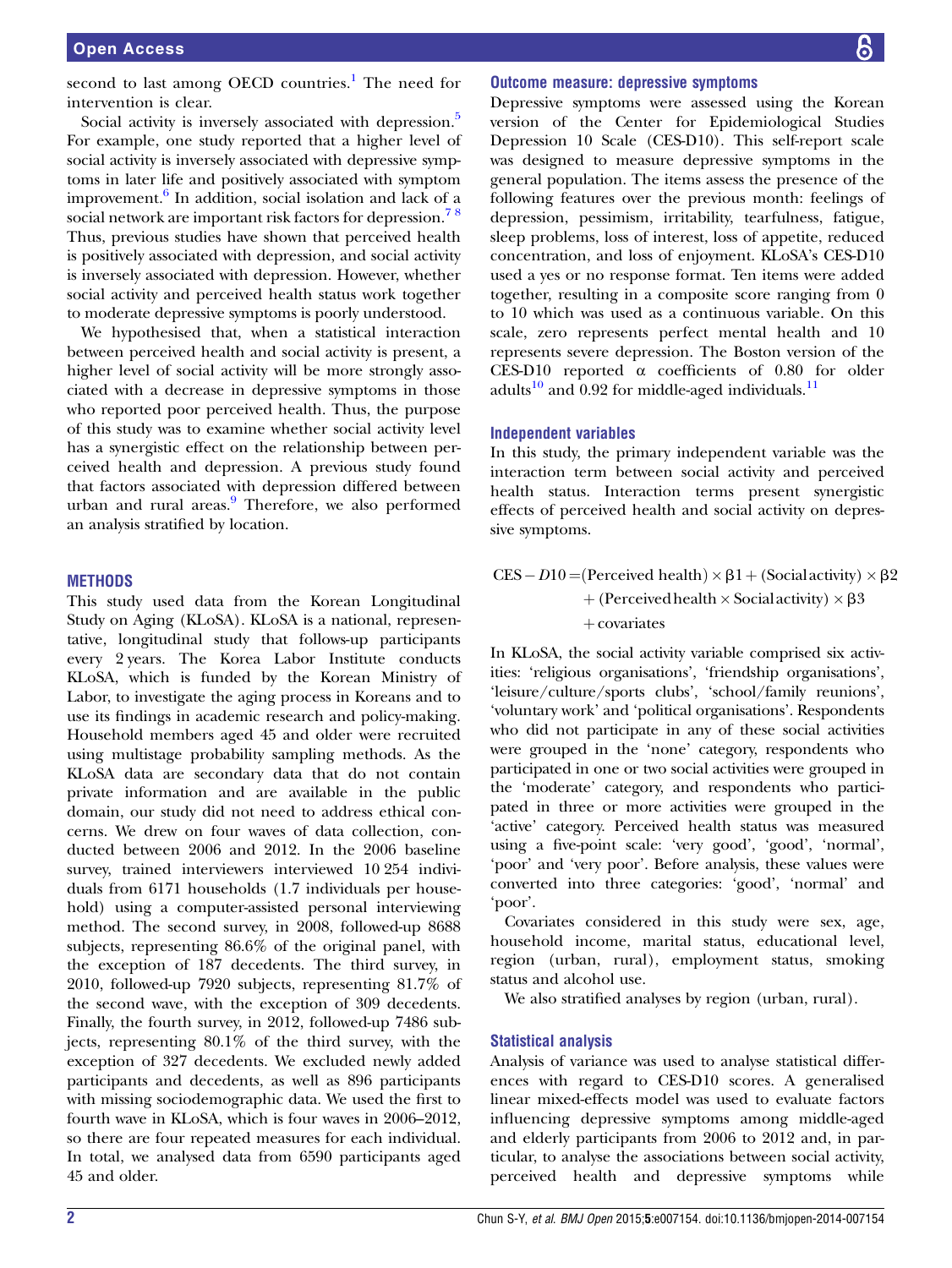second to last among OECD countries.[1] The need for intervention is clear.

Social activity is inversely associated with depression.[5] For example, one study reported that a higher level of social activity is inversely associated with depressive symptoms in later life and positively associated with symptom improvement.[6] In addition, social isolation and lack of a social network are important risk factors for depression.[7 8] Thus, previous studies have shown that perceived health is positively associated with depression, and social activity is inversely associated with depression. However, whether social activity and perceived health status work together to moderate depressive symptoms is poorly understood.

We hypothesised that, when a statistical interaction between perceived health and social activity is present, a higher level of social activity will be more strongly associated with a decrease in depressive symptoms in those who reported poor perceived health. Thus, the purpose of this study was to examine whether social activity level has a synergistic effect on the relationship between perceived health and depression. A previous study found that factors associated with depression differed between urban and rural areas.[9] Therefore, we also performed an analysis stratified by location.

## METHODS

This study used data from the Korean Longitudinal Study on Aging (KLoSA). KLoSA is a national, representative, longitudinal study that follows-up participants every 2 years. The Korea Labor Institute conducts KLoSA, which is funded by the Korean Ministry of Labor, to investigate the aging process in Koreans and to use its findings in academic research and policy-making. Household members aged 45 and older were recruited using multistage probability sampling methods. As the KLoSA data are secondary data that do not contain private information and are available in the public domain, our study did not need to address ethical concerns. We drew on four waves of data collection, conducted between 2006 and 2012. In the 2006 baseline survey, trained interviewers interviewed 10 254 individuals from 6171 households (1.7 individuals per household) using a computer-assisted personal interviewing method. The second survey, in 2008, followed-up 8688 subjects, representing 86.6% of the original panel, with the exception of 187 decedents. The third survey, in 2010, followed-up 7920 subjects, representing 81.7% of the second wave, with the exception of 309 decedents. Finally, the fourth survey, in 2012, followed-up 7486 subjects, representing 80.1% of the third survey, with the exception of 327 decedents. We excluded newly added participants and decedents, as well as 896 participants with missing sociodemographic data. We used the first to fourth wave in KLoSA, which is four waves in 2006–2012, so there are four repeated measures for each individual. In total, we analysed data from 6590 participants aged 45 and older.

### Outcome measure: depressive symptoms

Depressive symptoms were assessed using the Korean version of the Center for Epidemiological Studies Depression 10 Scale (CES-D10). This self-report scale was designed to measure depressive symptoms in the general population. The items assess the presence of the following features over the previous month: feelings of depression, pessimism, irritability, tearfulness, fatigue, sleep problems, loss of interest, loss of appetite, reduced concentration, and loss of enjoyment. KLoSA's CES-D10 used a yes or no response format. Ten items were added together, resulting in a composite score ranging from 0 to 10 which was used as a continuous variable. On this scale, zero represents perfect mental health and 10 represents severe depression. The Boston version of the CES-D10 reported α coefficients of 0.80 for older adults[10] and 0.92 for middle-aged individuals.[11]

### Independent variables

In this study, the primary independent variable was the interaction term between social activity and perceived health status. Interaction terms present synergistic effects of perceived health and social activity on depressive symptoms.

$$
\begin{aligned}
\text{CES}-D10 = {} & (\text{Perceived health}) \times \beta 1 + (\text{Social activity}) \times \beta 2 \\
& + (\text{Perceived health} \times \text{Social activity}) \times \beta 3 \\
& + \text{covariates}
\end{aligned}
$$

In KLoSA, the social activity variable comprised six activities: 'religious organisations', 'friendship organisations', 'leisure/culture/sports clubs', 'school/family reunions', 'voluntary work' and 'political organisations'. Respondents who did not participate in any of these social activities were grouped in the 'none' category, respondents who participated in one or two social activities were grouped in the 'moderate' category, and respondents who participated in three or more activities were grouped in the 'active' category. Perceived health status was measured using a five-point scale: 'very good', 'good', 'normal', 'poor' and 'very poor'. Before analysis, these values were converted into three categories: 'good', 'normal' and 'poor'.

Covariates considered in this study were sex, age, household income, marital status, educational level, region (urban, rural), employment status, smoking status and alcohol use.

We also stratified analyses by region (urban, rural).

### Statistical analysis

Analysis of variance was used to analyse statistical differences with regard to CES-D10 scores. A generalised linear mixed-effects model was used to evaluate factors influencing depressive symptoms among middle-aged and elderly participants from 2006 to 2012 and, in particular, to analyse the associations between social activity, perceived health and depressive symptoms while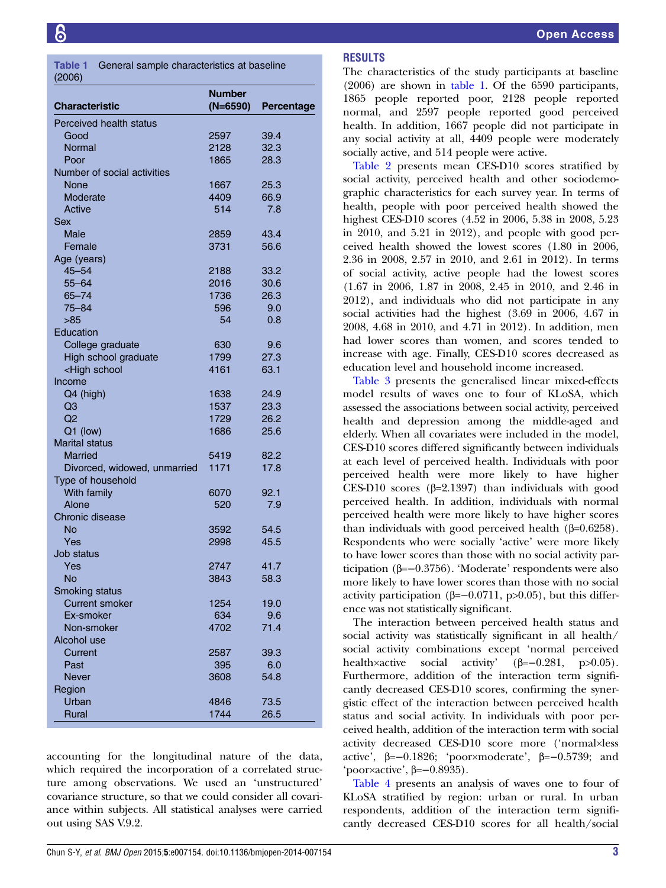Table 1 General sample characteristics at baseline (2006)

| Characteristic | Number (N=6590) | Percentage |
|---|---|---|
| Perceived health status | | |
| Good | 2597 | 39.4 |
| Normal | 2128 | 32.3 |
| Poor | 1865 | 28.3 |
| Number of social activities | | |
| None | 1667 | 25.3 |
| Moderate | 4409 | 66.9 |
| Active | 514 | 7.8 |
| Sex | | |
| Male | 2859 | 43.4 |
| Female | 3731 | 56.6 |
| Age (years) | | |
| 45–54 | 2188 | 33.2 |
| 55–64 | 2016 | 30.6 |
| 65–74 | 1736 | 26.3 |
| 75–84 | 596 | 9.0 |
| >85 | 54 | 0.8 |
| Education | | |
| College graduate | 630 | 9.6 |
| High school graduate | 1799 | 27.3 |
| <High school | 4161 | 63.1 |
| Income | | |
| Q4 (high) | 1638 | 24.9 |
| Q3 | 1537 | 23.3 |
| Q2 | 1729 | 26.2 |
| Q1 (low) | 1686 | 25.6 |
| Marital status | | |
| Married | 5419 | 82.2 |
| Divorced, widowed, unmarried | 1171 | 17.8 |
| Type of household | | |
| With family | 6070 | 92.1 |
| Alone | 520 | 7.9 |
| Chronic disease | | |
| No | 3592 | 54.5 |
| Yes | 2998 | 45.5 |
| Job status | | |
| Yes | 2747 | 41.7 |
| No | 3843 | 58.3 |
| Smoking status | | |
| Current smoker | 1254 | 19.0 |
| Ex-smoker | 634 | 9.6 |
| Non-smoker | 4702 | 71.4 |
| Alcohol use | | |
| Current | 2587 | 39.3 |
| Past | 395 | 6.0 |
| Never | 3608 | 54.8 |
| Region | | |
| Urban | 4846 | 73.5 |
| Rural | 1744 | 26.5 |

accounting for the longitudinal nature of the data, which required the incorporation of a correlated structure among observations. We used an 'unstructured' covariance structure, so that we could consider all covariance within subjects. All statistical analyses were carried out using SAS V.9.2.

## RESULTS

The characteristics of the study participants at baseline (2006) are shown in table 1. Of the 6590 participants, 1865 people reported poor, 2128 people reported normal, and 2597 people reported good perceived health. In addition, 1667 people did not participate in any social activity at all, 4409 people were moderately socially active, and 514 people were active.

Table 2 presents mean CES-D10 scores stratified by social activity, perceived health and other sociodemographic characteristics for each survey year. In terms of health, people with poor perceived health showed the highest CES-D10 scores (4.52 in 2006, 5.38 in 2008, 5.23 in 2010, and 5.21 in 2012), and people with good perceived health showed the lowest scores (1.80 in 2006, 2.36 in 2008, 2.57 in 2010, and 2.61 in 2012). In terms of social activity, active people had the lowest scores (1.67 in 2006, 1.87 in 2008, 2.45 in 2010, and 2.46 in 2012), and individuals who did not participate in any social activities had the highest (3.69 in 2006, 4.67 in 2008, 4.68 in 2010, and 4.71 in 2012). In addition, men had lower scores than women, and scores tended to increase with age. Finally, CES-D10 scores decreased as education level and household income increased.

Table 3 presents the generalised linear mixed-effects model results of waves one to four of KLoSA, which assessed the associations between social activity, perceived health and depression among the middle-aged and elderly. When all covariates were included in the model, CES-D10 scores differed significantly between individuals at each level of perceived health. Individuals with poor perceived health were more likely to have higher CES-D10 scores ($\beta$=2.1397) than individuals with good perceived health. In addition, individuals with normal perceived health were more likely to have higher scores than individuals with good perceived health ($\beta$=0.6258). Respondents who were socially 'active' were more likely to have lower scores than those with no social activity participation ($\beta$=−0.3756). 'Moderate' respondents were also more likely to have lower scores than those with no social activity participation ($\beta$=−0.0711, $p>0.05$), but this difference was not statistically significant.

The interaction between perceived health status and social activity was statistically significant in all health/social activity combinations except 'normal perceived health×active social activity' ($\beta$=−0.281, $p>0.05$). Furthermore, addition of the interaction term significantly decreased CES-D10 scores, confirming the synergistic effect of the interaction between perceived health status and social activity. In individuals with poor perceived health, addition of the interaction term with social activity decreased CES-D10 score more ('normal×less active', $\beta$=−0.1826; 'poor×moderate', $\beta$=−0.5739; and 'poor×active', $\beta$=−0.8935).

Table 4 presents an analysis of waves one to four of KLoSA stratified by region: urban or rural. In urban respondents, addition of the interaction term significantly decreased CES-D10 scores for all health/social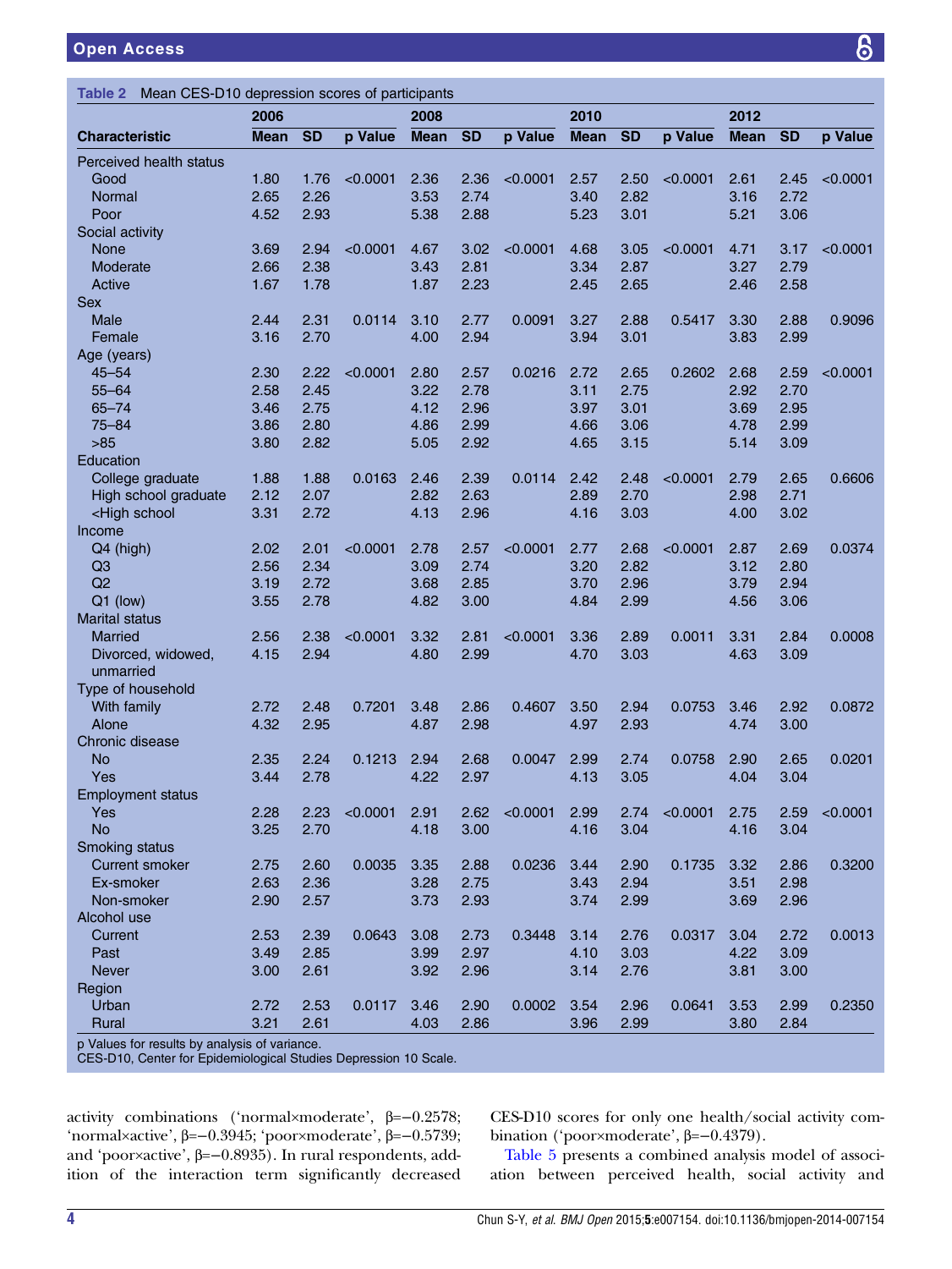**Table 2** Mean CES-D10 depression scores of participants

| Characteristic | 2006 | | | 2008 | | | 2010 | | | 2012 | | |
|---|---|---|---|---|---|---|---|---|---|---|---|---|
| | Mean | SD | p Value | Mean | SD | p Value | Mean | SD | p Value | Mean | SD | p Value |
| Perceived health status | | | | | | | | | | | | |
| Good | 1.80 | 1.76 | <0.0001 | 2.36 | 2.36 | <0.0001 | 2.57 | 2.50 | <0.0001 | 2.61 | 2.45 | <0.0001 |
| Normal | 2.65 | 2.26 | | 3.53 | 2.74 | | 3.40 | 2.82 | | 3.16 | 2.72 | |
| Poor | 4.52 | 2.93 | | 5.38 | 2.88 | | 5.23 | 3.01 | | 5.21 | 3.06 | |
| Social activity | | | | | | | | | | | | |
| None | 3.69 | 2.94 | <0.0001 | 4.67 | 3.02 | <0.0001 | 4.68 | 3.05 | <0.0001 | 4.71 | 3.17 | <0.0001 |
| Moderate | 2.66 | 2.38 | | 3.43 | 2.81 | | 3.34 | 2.87 | | 3.27 | 2.79 | |
| Active | 1.67 | 1.78 | | 1.87 | 2.23 | | 2.45 | 2.65 | | 2.46 | 2.58 | |
| Sex | | | | | | | | | | | | |
| Male | 2.44 | 2.31 | 0.0114 | 3.10 | 2.77 | 0.0091 | 3.27 | 2.88 | 0.5417 | 3.30 | 2.88 | 0.9096 |
| Female | 3.16 | 2.70 | | 4.00 | 2.94 | | 3.94 | 3.01 | | 3.83 | 2.99 | |
| Age (years) | | | | | | | | | | | | |
| 45–54 | 2.30 | 2.22 | <0.0001 | 2.80 | 2.57 | 0.0216 | 2.72 | 2.65 | 0.2602 | 2.68 | 2.59 | <0.0001 |
| 55–64 | 2.58 | 2.45 | | 3.22 | 2.78 | | 3.11 | 2.75 | | 2.92 | 2.70 | |
| 65–74 | 3.46 | 2.75 | | 4.12 | 2.96 | | 3.97 | 3.01 | | 3.69 | 2.95 | |
| 75–84 | 3.86 | 2.80 | | 4.86 | 2.99 | | 4.66 | 3.06 | | 4.78 | 2.99 | |
| >85 | 3.80 | 2.82 | | 5.05 | 2.92 | | 4.65 | 3.15 | | 5.14 | 3.09 | |
| Education | | | | | | | | | | | | |
| College graduate | 1.88 | 1.88 | 0.0163 | 2.46 | 2.39 | 0.0114 | 2.42 | 2.48 | <0.0001 | 2.79 | 2.65 | 0.6606 |
| High school graduate | 2.12 | 2.07 | | 2.82 | 2.63 | | 2.89 | 2.70 | | 2.98 | 2.71 | |
| <High school | 3.31 | 2.72 | | 4.13 | 2.96 | | 4.16 | 3.03 | | 4.00 | 3.02 | |
| Income | | | | | | | | | | | | |
| Q4 (high) | 2.02 | 2.01 | <0.0001 | 2.78 | 2.57 | <0.0001 | 2.77 | 2.68 | <0.0001 | 2.87 | 2.69 | 0.0374 |
| Q3 | 2.56 | 2.34 | | 3.09 | 2.74 | | 3.20 | 2.82 | | 3.12 | 2.80 | |
| Q2 | 3.19 | 2.72 | | 3.68 | 2.85 | | 3.70 | 2.96 | | 3.79 | 2.94 | |
| Q1 (low) | 3.55 | 2.78 | | 4.82 | 3.00 | | 4.84 | 2.99 | | 4.56 | 3.06 | |
| Marital status | | | | | | | | | | | | |
| Married | 2.56 | 2.38 | <0.0001 | 3.32 | 2.81 | <0.0001 | 3.36 | 2.89 | 0.0011 | 3.31 | 2.84 | 0.0008 |
| Divorced, widowed, unmarried | 4.15 | 2.94 | | 4.80 | 2.99 | | 4.70 | 3.03 | | 4.63 | 3.09 | |
| Type of household | | | | | | | | | | | | |
| With family | 2.72 | 2.48 | 0.7201 | 3.48 | 2.86 | 0.4607 | 3.50 | 2.94 | 0.0753 | 3.46 | 2.92 | 0.0872 |
| Alone | 4.32 | 2.95 | | 4.87 | 2.98 | | 4.97 | 2.93 | | 4.74 | 3.00 | |
| Chronic disease | | | | | | | | | | | | |
| No | 2.35 | 2.24 | 0.1213 | 2.94 | 2.68 | 0.0047 | 2.99 | 2.74 | 0.0758 | 2.90 | 2.65 | 0.0201 |
| Yes | 3.44 | 2.78 | | 4.22 | 2.97 | | 4.13 | 3.05 | | 4.04 | 3.04 | |
| Employment status | | | | | | | | | | | | |
| Yes | 2.28 | 2.23 | <0.0001 | 2.91 | 2.62 | <0.0001 | 2.99 | 2.74 | <0.0001 | 2.75 | 2.59 | <0.0001 |
| No | 3.25 | 2.70 | | 4.18 | 3.00 | | 4.16 | 3.04 | | 4.16 | 3.04 | |
| Smoking status | | | | | | | | | | | | |
| Current smoker | 2.75 | 2.60 | 0.0035 | 3.35 | 2.88 | 0.0236 | 3.44 | 2.90 | 0.1735 | 3.32 | 2.86 | 0.3200 |
| Ex-smoker | 2.63 | 2.36 | | 3.28 | 2.75 | | 3.43 | 2.94 | | 3.51 | 2.98 | |
| Non-smoker | 2.90 | 2.57 | | 3.73 | 2.93 | | 3.74 | 2.99 | | 3.69 | 2.96 | |
| Alcohol use | | | | | | | | | | | | |
| Current | 2.53 | 2.39 | 0.0643 | 3.08 | 2.73 | 0.3448 | 3.14 | 2.76 | 0.0317 | 3.04 | 2.72 | 0.0013 |
| Past | 3.49 | 2.85 | | 3.99 | 2.97 | | 4.10 | 3.03 | | 4.22 | 3.09 | |
| Never | 3.00 | 2.61 | | 3.92 | 2.96 | | 3.14 | 2.76 | | 3.81 | 3.00 | |
| Region | | | | | | | | | | | | |
| Urban | 2.72 | 2.53 | 0.0117 | 3.46 | 2.90 | 0.0002 | 3.54 | 2.96 | 0.0641 | 3.53 | 2.99 | 0.2350 |
| Rural | 3.21 | 2.61 | | 4.03 | 2.86 | | 3.96 | 2.99 | | 3.80 | 2.84 | |

p Values for results by analysis of variance.
CES-D10, Center for Epidemiological Studies Depression 10 Scale.

activity combinations ('normal×moderate', β=−0.2578; 'normal×active', β=−0.3945; 'poor×moderate', β=−0.5739; and 'poor×active', β=−0.8935). In rural respondents, addition of the interaction term significantly decreased CES-D10 scores for only one health/social activity combination ('poor×moderate', β=−0.4379).

Table 5 presents a combined analysis model of association between perceived health, social activity and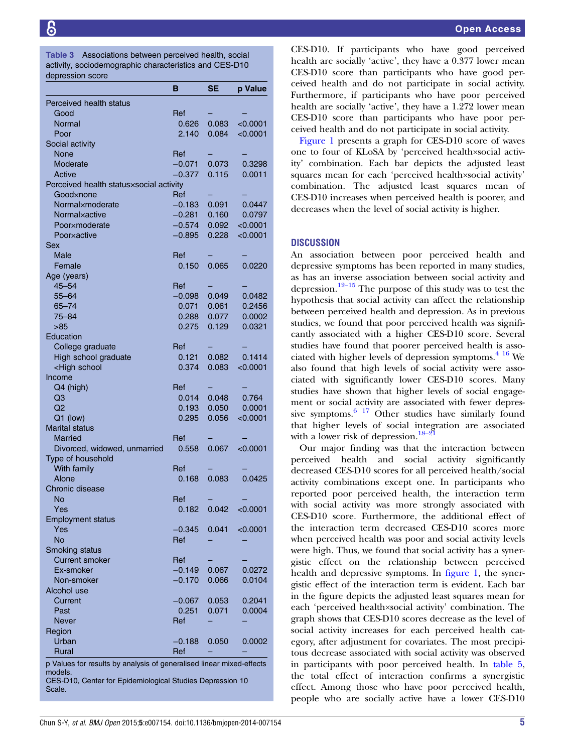**Table 3** Associations between perceived health, social activity, sociodemographic characteristics and CES-D10 depression score

| | B | SE | p Value |
|---|---|---|---|
| Perceived health status | | | |
| Good | Ref | – | – |
| Normal | 0.626 | 0.083 | <0.0001 |
| Poor | 2.140 | 0.084 | <0.0001 |
| Social activity | | | |
| None | Ref | – | – |
| Moderate | −0.071 | 0.073 | 0.3298 |
| Active | −0.377 | 0.115 | 0.0011 |
| Perceived health status×social activity | | | |
| Good×none | Ref | – | – |
| Normal×moderate | −0.183 | 0.091 | 0.0447 |
| Normal×active | −0.281 | 0.160 | 0.0797 |
| Poor×moderate | −0.574 | 0.092 | <0.0001 |
| Poor×active | −0.895 | 0.228 | <0.0001 |
| Sex | | | |
| Male | Ref | – | – |
| Female | 0.150 | 0.065 | 0.0220 |
| Age (years) | | | |
| 45–54 | Ref | – | – |
| 55–64 | −0.098 | 0.049 | 0.0482 |
| 65–74 | 0.071 | 0.061 | 0.2456 |
| 75–84 | 0.288 | 0.077 | 0.0002 |
| >85 | 0.275 | 0.129 | 0.0321 |
| Education | | | |
| College graduate | Ref | – | – |
| High school graduate | 0.121 | 0.082 | 0.1414 |
| <High school | 0.374 | 0.083 | <0.0001 |
| Income | | | |
| Q4 (high) | Ref | – | – |
| Q3 | 0.014 | 0.048 | 0.764 |
| Q2 | 0.193 | 0.050 | 0.0001 |
| Q1 (low) | 0.295 | 0.056 | <0.0001 |
| Marital status | | | |
| Married | Ref | – | – |
| Divorced, widowed, unmarried | 0.558 | 0.067 | <0.0001 |
| Type of household | | | |
| With family | Ref | – | – |
| Alone | 0.168 | 0.083 | 0.0425 |
| Chronic disease | | | |
| No | Ref | – | – |
| Yes | 0.182 | 0.042 | <0.0001 |
| Employment status | | | |
| Yes | −0.345 | 0.041 | <0.0001 |
| No | Ref | – | – |
| Smoking status | | | |
| Current smoker | Ref | – | – |
| Ex-smoker | −0.149 | 0.067 | 0.0272 |
| Non-smoker | −0.170 | 0.066 | 0.0104 |
| Alcohol use | | | |
| Current | −0.067 | 0.053 | 0.2041 |
| Past | 0.251 | 0.071 | 0.0004 |
| Never | Ref | – | – |
| Region | | | |
| Urban | −0.188 | 0.050 | 0.0002 |
| Rural | Ref | – | – |

p Values for results by analysis of generalised linear mixed-effects models.
CES-D10, Center for Epidemiological Studies Depression 10 Scale.

CES-D10. If participants who have good perceived health are socially 'active', they have a 0.377 lower mean CES-D10 score than participants who have good perceived health and do not participate in social activity. Furthermore, if participants who have poor perceived health are socially 'active', they have a 1.272 lower mean CES-D10 score than participants who have poor perceived health and do not participate in social activity.

Figure 1 presents a graph for CES-D10 score of waves one to four of KLoSA by 'perceived health×social activity' combination. Each bar depicts the adjusted least squares mean for each 'perceived health×social activity' combination. The adjusted least squares mean of CES-D10 increases when perceived health is poorer, and decreases when the level of social activity is higher.

## DISCUSSION

An association between poor perceived health and depressive symptoms has been reported in many studies, as has an inverse association between social activity and depression.[12–15] The purpose of this study was to test the hypothesis that social activity can affect the relationship between perceived health and depression. As in previous studies, we found that poor perceived health was significantly associated with a higher CES-D10 score. Several studies have found that poorer perceived health is associated with higher levels of depression symptoms.[4 16] We also found that high levels of social activity were associated with significantly lower CES-D10 scores. Many studies have shown that higher levels of social engagement or social activity are associated with fewer depressive symptoms.[6 17] Other studies have similarly found that higher levels of social integration are associated with a lower risk of depression.[18–21]

Our major finding was that the interaction between perceived health and social activity significantly decreased CES-D10 scores for all perceived health/social activity combinations except one. In participants who reported poor perceived health, the interaction term with social activity was more strongly associated with CES-D10 score. Furthermore, the additional effect of the interaction term decreased CES-D10 scores more when perceived health was poor and social activity levels were high. Thus, we found that social activity has a synergistic effect on the relationship between perceived health and depressive symptoms. In figure 1, the synergistic effect of the interaction term is evident. Each bar in the figure depicts the adjusted least squares mean for each 'perceived health×social activity' combination. The graph shows that CES-D10 scores decrease as the level of social activity increases for each perceived health category, after adjustment for covariates. The most precipitous decrease associated with social activity was observed in participants with poor perceived health. In table 5, the total effect of interaction confirms a synergistic effect. Among those who have poor perceived health, people who are socially active have a lower CES-D10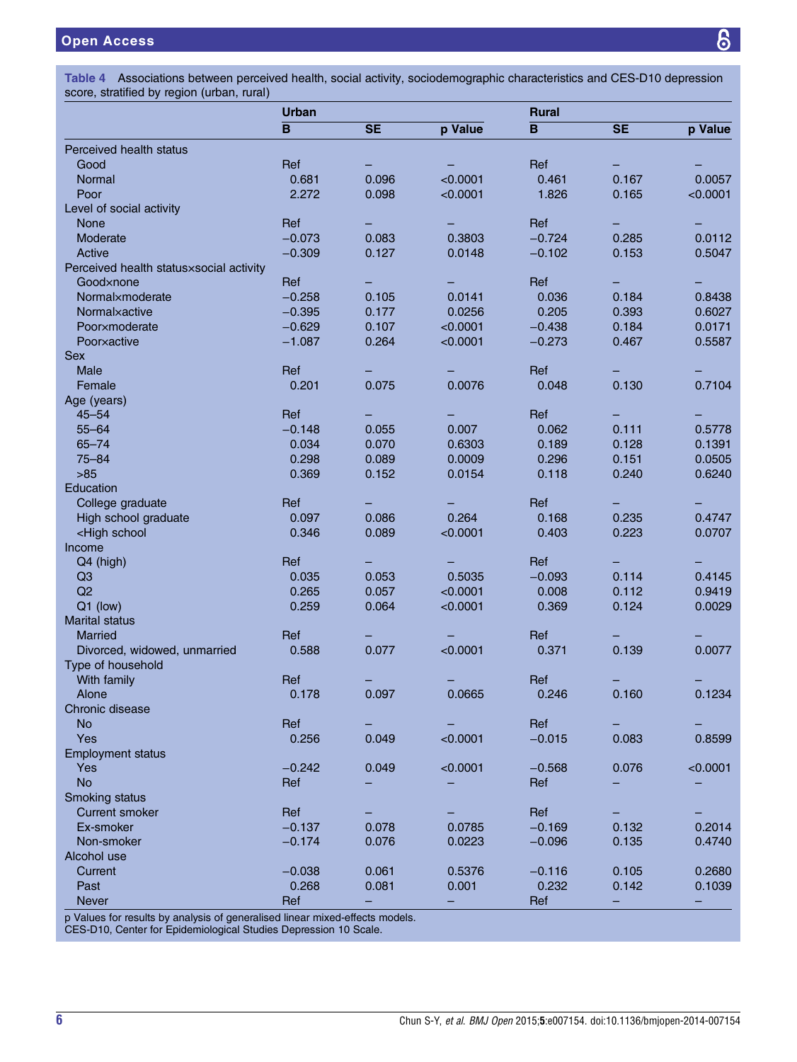**Table 4** Associations between perceived health, social activity, sociodemographic characteristics and CES-D10 depression score, stratified by region (urban, rural)

| | Urban | | | Rural | | |
|---|---|---|---|---|---|---|
| | B | SE | p Value | B | SE | p Value |
| Perceived health status | | | | | | |
| Good | Ref | – | – | Ref | – | – |
| Normal | 0.681 | 0.096 | <0.0001 | 0.461 | 0.167 | 0.0057 |
| Poor | 2.272 | 0.098 | <0.0001 | 1.826 | 0.165 | <0.0001 |
| Level of social activity | | | | | | |
| None | Ref | – | – | Ref | – | – |
| Moderate | −0.073 | 0.083 | 0.3803 | −0.724 | 0.285 | 0.0112 |
| Active | −0.309 | 0.127 | 0.0148 | −0.102 | 0.153 | 0.5047 |
| Perceived health status×social activity | | | | | | |
| Good×none | Ref | – | – | Ref | – | – |
| Normal×moderate | −0.258 | 0.105 | 0.0141 | 0.036 | 0.184 | 0.8438 |
| Normal×active | −0.395 | 0.177 | 0.0256 | 0.205 | 0.393 | 0.6027 |
| Poor×moderate | −0.629 | 0.107 | <0.0001 | −0.438 | 0.184 | 0.0171 |
| Poor×active | −1.087 | 0.264 | <0.0001 | −0.273 | 0.467 | 0.5587 |
| Sex | | | | | | |
| Male | Ref | – | – | Ref | – | – |
| Female | 0.201 | 0.075 | 0.0076 | 0.048 | 0.130 | 0.7104 |
| Age (years) | | | | | | |
| 45–54 | Ref | – | – | Ref | – | – |
| 55–64 | −0.148 | 0.055 | 0.007 | 0.062 | 0.111 | 0.5778 |
| 65–74 | 0.034 | 0.070 | 0.6303 | 0.189 | 0.128 | 0.1391 |
| 75–84 | 0.298 | 0.089 | 0.0009 | 0.296 | 0.151 | 0.0505 |
| >85 | 0.369 | 0.152 | 0.0154 | 0.118 | 0.240 | 0.6240 |
| Education | | | | | | |
| College graduate | Ref | – | – | Ref | – | – |
| High school graduate | 0.097 | 0.086 | 0.264 | 0.168 | 0.235 | 0.4747 |
| <High school | 0.346 | 0.089 | <0.0001 | 0.403 | 0.223 | 0.0707 |
| Income | | | | | | |
| Q4 (high) | Ref | – | – | Ref | – | – |
| Q3 | 0.035 | 0.053 | 0.5035 | −0.093 | 0.114 | 0.4145 |
| Q2 | 0.265 | 0.057 | <0.0001 | 0.008 | 0.112 | 0.9419 |
| Q1 (low) | 0.259 | 0.064 | <0.0001 | 0.369 | 0.124 | 0.0029 |
| Marital status | | | | | | |
| Married | Ref | – | – | Ref | – | – |
| Divorced, widowed, unmarried | 0.588 | 0.077 | <0.0001 | 0.371 | 0.139 | 0.0077 |
| Type of household | | | | | | |
| With family | Ref | – | – | Ref | – | – |
| Alone | 0.178 | 0.097 | 0.0665 | 0.246 | 0.160 | 0.1234 |
| Chronic disease | | | | | | |
| No | Ref | – | – | Ref | – | – |
| Yes | 0.256 | 0.049 | <0.0001 | −0.015 | 0.083 | 0.8599 |
| Employment status | | | | | | |
| Yes | −0.242 | 0.049 | <0.0001 | −0.568 | 0.076 | <0.0001 |
| No | Ref | – | – | Ref | – | – |
| Smoking status | | | | | | |
| Current smoker | Ref | – | – | Ref | – | – |
| Ex-smoker | −0.137 | 0.078 | 0.0785 | −0.169 | 0.132 | 0.2014 |
| Non-smoker | −0.174 | 0.076 | 0.0223 | −0.096 | 0.135 | 0.4740 |
| Alcohol use | | | | | | |
| Current | −0.038 | 0.061 | 0.5376 | −0.116 | 0.105 | 0.2680 |
| Past | 0.268 | 0.081 | 0.001 | 0.232 | 0.142 | 0.1039 |
| Never | Ref | – | – | Ref | – | – |

p Values for results by analysis of generalised linear mixed-effects models.
CES-D10, Center for Epidemiological Studies Depression 10 Scale.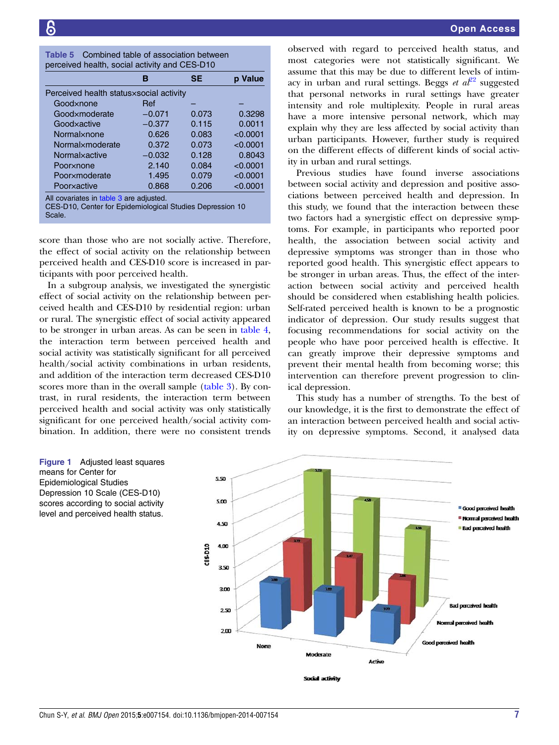**Table 5** Combined table of association between perceived health, social activity and CES-D10

| | B | SE | p Value |
|---|---|---|---|
| Perceived health status×social activity | | | |
| Good×none | Ref | – | – |
| Good×moderate | −0.071 | 0.073 | 0.3298 |
| Good×active | −0.377 | 0.115 | 0.0011 |
| Normal×none | 0.626 | 0.083 | <0.0001 |
| Normal×moderate | 0.372 | 0.073 | <0.0001 |
| Normal×active | −0.032 | 0.128 | 0.8043 |
| Poor×none | 2.140 | 0.084 | <0.0001 |
| Poor×moderate | 1.495 | 0.079 | <0.0001 |
| Poor×active | 0.868 | 0.206 | <0.0001 |

All covariates in table 3 are adjusted.
CES-D10, Center for Epidemiological Studies Depression 10 Scale.

score than those who are not socially active. Therefore, the effect of social activity on the relationship between perceived health and CES-D10 score is increased in participants with poor perceived health.

In a subgroup analysis, we investigated the synergistic effect of social activity on the relationship between perceived health and CES-D10 score by residential region: urban or rural. The synergistic effect of social activity appeared to be stronger in urban areas. As can be seen in table 4, the interaction term between perceived health and social activity was statistically significant for all perceived health/social activity combinations in urban residents, and addition of the interaction term decreased CES-D10 scores more than in the overall sample (table 3). By contrast, in rural residents, the interaction term between perceived health and social activity was only statistically significant for one perceived health/social activity combination. In addition, there were no consistent trends observed with regard to perceived health status, and most categories were not statistically significant. We assume that this may be due to different levels of intimacy in urban and rural settings. Beggs *et al*[22] suggested that personal networks in rural settings have greater intensity and role multiplexity. People in rural areas have a more intensive personal network, which may explain why they are less affected by social activity than urban participants. However, further study is required on the different effects of different kinds of social activity in urban and rural settings.

Previous studies have found inverse associations between social activity and depression and positive associations between perceived health and depression. In this study, we found that the interaction between these two factors had a synergistic effect on depressive symptoms. For example, in participants who reported poor health, the association between social activity and depressive symptoms was stronger than in those who reported good health. This synergistic effect appears to be stronger in urban areas. Thus, the effect of the interaction between social activity and perceived health should be considered when establishing health policies. Self-rated perceived health is known to be a prognostic indicator of depression. Our study results suggest that focusing recommendations for social activity on the people who have poor perceived health is effective. It can greatly improve their depressive symptoms and prevent their mental health from becoming worse; this intervention can therefore prevent progression to clinical depression.

This study has a number of strengths. To the best of our knowledge, it is the first to demonstrate the effect of an interaction between perceived health and social activity on depressive symptoms. Second, it analysed data

CES-D10
5.50
5.00
4.50
4.00
3.50
3.00
2.50
2.00
5.23
4.58
3.96
3.73
3.47
3.06
3.09
3.02
2.72
None
Moderate
Active
Social activity
Good perceived health
Normal perceived health
Bad perceived health

**Figure 1** Adjusted least squares means for Center for Epidemiological Studies Depression 10 Scale (CES-D10) scores according to social activity level and perceived health status.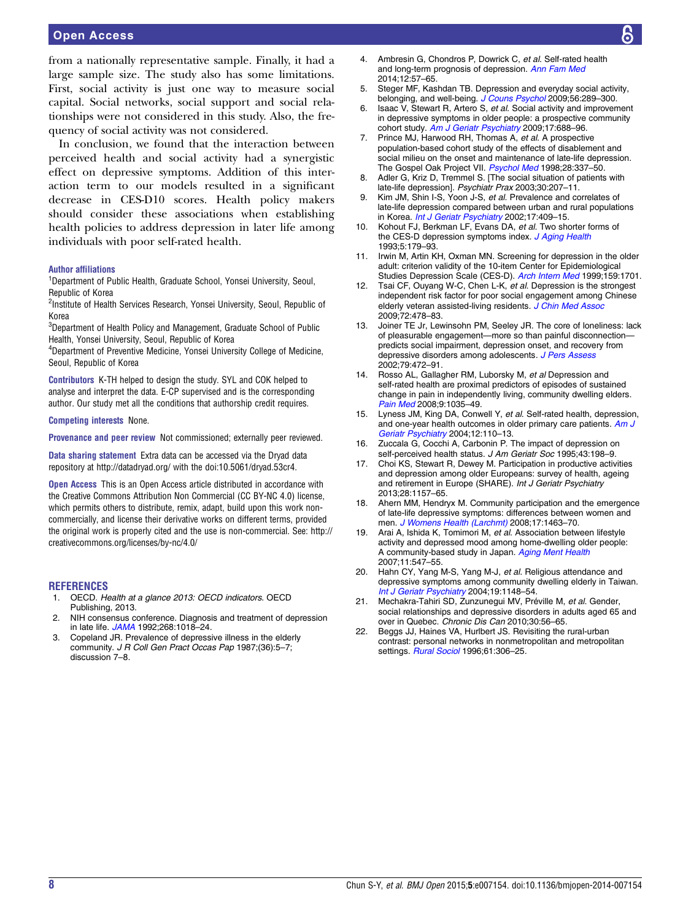from a nationally representative sample. Finally, it had a large sample size. The study also has some limitations. First, social activity is just one way to measure social capital. Social networks, social support and social relationships were not considered in this study. Also, the frequency of social activity was not considered.

In conclusion, we found that the interaction between perceived health and social activity had a synergistic effect on depressive symptoms. Addition of this interaction term to our models resulted in a significant decrease in CES-D10 scores. Health policy makers should consider these associations when establishing health policies to address depression in later life among individuals with poor self-rated health.

**Author affiliations**
[1]Department of Public Health, Graduate School, Yonsei University, Seoul, Republic of Korea
[2]Institute of Health Services Research, Yonsei University, Seoul, Republic of Korea
[3]Department of Health Policy and Management, Graduate School of Public Health, Yonsei University, Seoul, Republic of Korea
[4]Department of Preventive Medicine, Yonsei University College of Medicine, Seoul, Republic of Korea

**Contributors** K-TH helped to design the study. SYL and COK helped to analyse and interpret the data. E-CP supervised and is the corresponding author. Our study met all the conditions that authorship credit requires.

**Competing interests** None.

**Provenance and peer review** Not commissioned; externally peer reviewed.

**Data sharing statement** Extra data can be accessed via the Dryad data repository at http://datadryad.org/ with the doi:10.5061/dryad.53cr4.

**Open Access** This is an Open Access article distributed in accordance with the Creative Commons Attribution Non Commercial (CC BY-NC 4.0) license, which permits others to distribute, remix, adapt, build upon this work non-commercially, and license their derivative works on different terms, provided the original work is properly cited and the use is non-commercial. See: http://creativecommons.org/licenses/by-nc/4.0/

## REFERENCES

1. OECD. *Health at a glance 2013: OECD indicators*. OECD Publishing, 2013.
2. NIH consensus conference. Diagnosis and treatment of depression in late life. *JAMA* 1992;268:1018–24.
3. Copeland JR. Prevalence of depressive illness in the elderly community. *J R Coll Gen Pract Occas Pap* 1987;(36):5–7; discussion 7–8.
4. Ambresin G, Chondros P, Dowrick C, *et al*. Self-rated health and long-term prognosis of depression. *Ann Fam Med* 2014;12:57–65.
5. Steger MF, Kashdan TB. Depression and everyday social activity, belonging, and well-being. *J Couns Psychol* 2009;56:289–300.
6. Isaac V, Stewart R, Artero S, *et al*. Social activity and improvement in depressive symptoms in older people: a prospective community cohort study. *Am J Geriatr Psychiatry* 2009;17:688–96.
7. Prince MJ, Harwood RH, Thomas A, *et al*. A prospective population-based cohort study of the effects of disablement and social milieu on the onset and maintenance of late-life depression. The Gospel Oak Project VII. *Psychol Med* 1998;28:337–50.
8. Adler G, Kriz D, Tremmel S. [The social situation of patients with late-life depression]. *Psychiatr Prax* 2003;30:207–11.
9. Kim JM, Shin I-S, Yoon J-S, *et al*. Prevalence and correlates of late-life depression compared between urban and rural populations in Korea. *Int J Geriatr Psychiatry* 2002;17:409–15.
10. Kohout FJ, Berkman LF, Evans DA, *et al*. Two shorter forms of the CES-D depression symptoms index. *J Aging Health* 1993;5:179–93.
11. Irwin M, Artin KH, Oxman MN. Screening for depression in the older adult: criterion validity of the 10-item Center for Epidemiological Studies Depression Scale (CES-D). *Arch Intern Med* 1999;159:1701.
12. Tsai CF, Ouyang W-C, Chen L-K, *et al*. Depression is the strongest independent risk factor for poor social engagement among Chinese elderly veteran assisted-living residents. *J Chin Med Assoc* 2009;72:478–83.
13. Joiner TE Jr, Lewinsohn PM, Seeley JR. The core of loneliness: lack of pleasurable engagement—more so than painful disconnection—predicts social impairment, depression onset, and recovery from depressive disorders among adolescents. *J Pers Assess* 2002;79:472–91.
14. Rosso AL, Gallagher RM, Luborsky M, *et al* Depression and self-rated health are proximal predictors of episodes of sustained change in pain in independently living, community dwelling elders. *Pain Med* 2008;9:1035–49.
15. Lyness JM, King DA, Conwell Y, *et al*. Self-rated health, depression, and one-year health outcomes in older primary care patients. *Am J Geriatr Psychiatry* 2004;12:110–13.
16. Zuccala G, Cocchi A, Carbonin P. The impact of depression on self-perceived health status. *J Am Geriatr Soc* 1995;43:198–9.
17. Choi KS, Stewart R, Dewey M. Participation in productive activities and depression among older Europeans: survey of health, ageing and retirement in Europe (SHARE). *Int J Geriatr Psychiatry* 2013;28:1157–65.
18. Ahern MM, Hendryx M. Community participation and the emergence of late-life depressive symptoms: differences between women and men. *J Womens Health (Larchmt)* 2008;17:1463–70.
19. Arai A, Ishida K, Tomimori M, *et al*. Association between lifestyle activity and depressed mood among home-dwelling older people: A community-based study in Japan. *Aging Ment Health* 2007;11:547–55.
20. Hahn CY, Yang M-S, Yang M-J, *et al*. Religious attendance and depressive symptoms among community dwelling elderly in Taiwan. *Int J Geriatr Psychiatry* 2004;19:1148–54.
21. Mechakra-Tahiri SD, Zunzunegui MV, Préville M, *et al*. Gender, social relationships and depressive disorders in adults aged 65 and over in Quebec. *Chronic Dis Can* 2010;30:56–65.
22. Beggs JJ, Haines VA, Hurlbert JS. Revisiting the rural-urban contrast: personal networks in nonmetropolitan and metropolitan settings. *Rural Sociol* 1996;61:306–25.